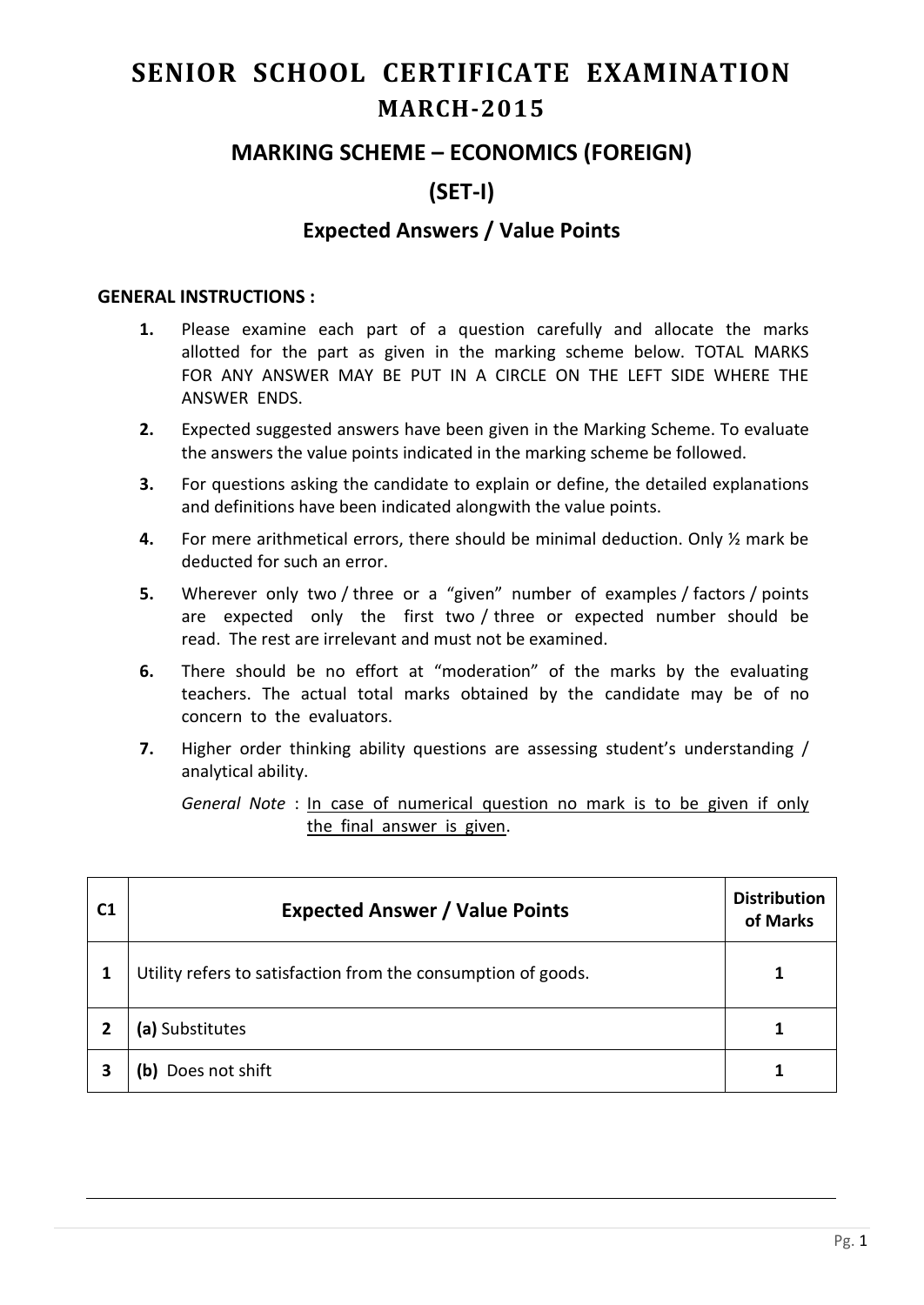# SENIOR SCHOOL CERTIFICATE EXAMINATION
# MARCH-2015

## MARKING SCHEME – ECONOMICS (FOREIGN)

## (SET-I)

### Expected Answers / Value Points

**GENERAL INSTRUCTIONS :**

1. Please examine each part of a question carefully and allocate the marks allotted for the part as given in the marking scheme below. TOTAL MARKS FOR ANY ANSWER MAY BE PUT IN A CIRCLE ON THE LEFT SIDE WHERE THE ANSWER ENDS.
2. Expected suggested answers have been given in the Marking Scheme. To evaluate the answers the value points indicated in the marking scheme be followed.
3. For questions asking the candidate to explain or define, the detailed explanations and definitions have been indicated alongwith the value points.
4. For mere arithmetical errors, there should be minimal deduction. Only ½ mark be deducted for such an error.
5. Wherever only two / three or a "given" number of examples / factors / points are expected only the first two / three or expected number should be read. The rest are irrelevant and must not be examined.
6. There should be no effort at "moderation" of the marks by the evaluating teachers. The actual total marks obtained by the candidate may be of no concern to the evaluators.
7. Higher order thinking ability questions are assessing student's understanding / analytical ability.

   *General Note* : <u>In case of numerical question no mark is to be given if only the final answer is given</u>.

| C1 | Expected Answer / Value Points | Distribution of Marks |
|---|---|---|
| 1 | Utility refers to satisfaction from the consumption of goods. | 1 |
| 2 | **(a)** Substitutes | 1 |
| 3 | **(b)** Does not shift | 1 |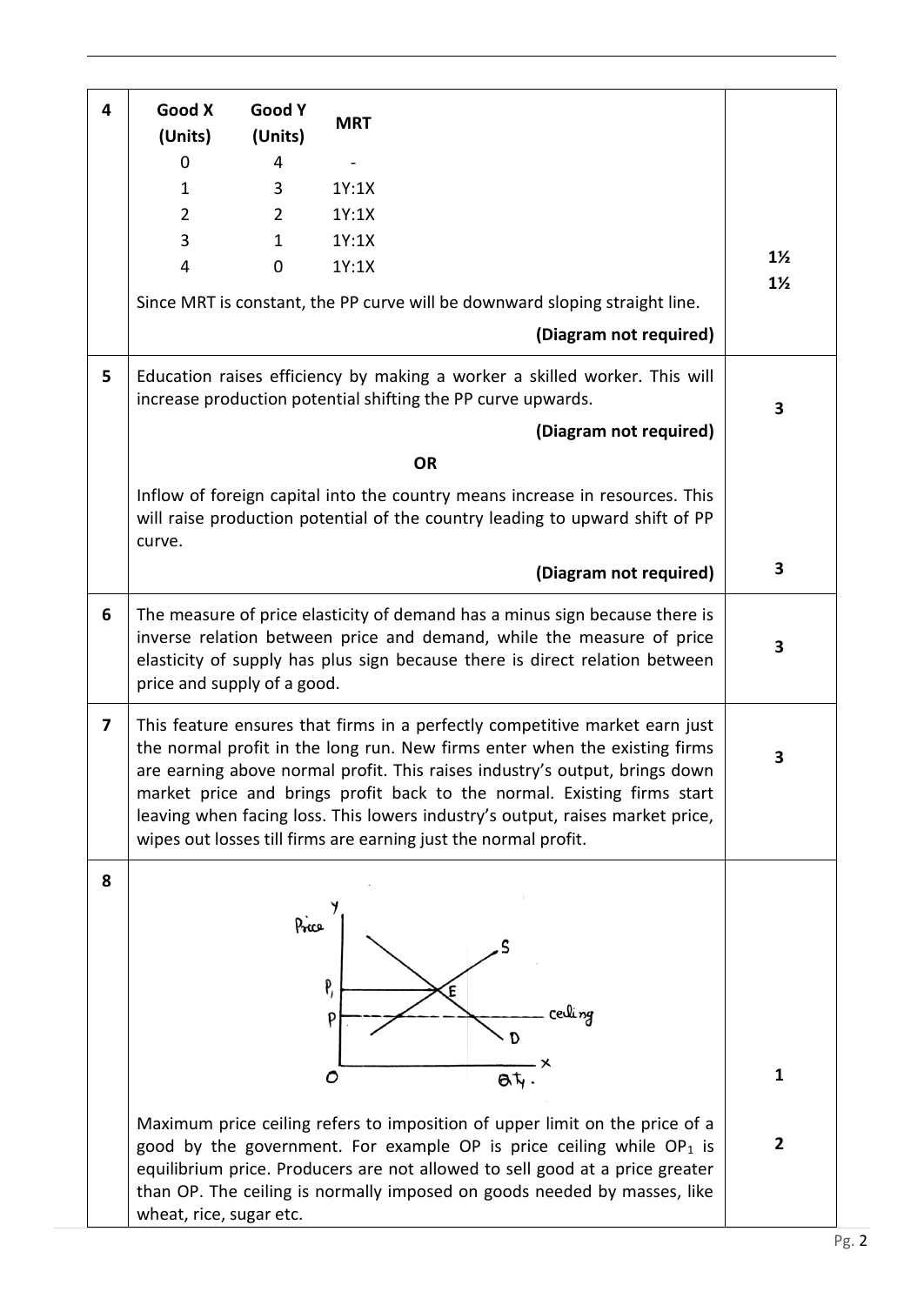| Q. No. | Answer | Marks |
|---|---|---|
| 4 | | |

| Good X (Units) | Good Y (Units) | MRT |
|---|---|---|
| 0 | 4 | - |
| 1 | 3 | 1Y:1X |
| 2 | 2 | 1Y:1X |
| 3 | 1 | 1Y:1X |
| 4 | 0 | 1Y:1X |

Since MRT is constant, the PP curve will be downward sloping straight line. **1½ + 1½**

**(Diagram not required)**

**5**

Education raises efficiency by making a worker a skilled worker. This will increase production potential shifting the PP curve upwards. **3**

**(Diagram not required)**

**OR**

Inflow of foreign capital into the country means increase in resources. This will raise production potential of the country leading to upward shift of PP curve. **3**

**(Diagram not required)**

**6**

The measure of price elasticity of demand has a minus sign because there is inverse relation between price and demand, while the measure of price elasticity of supply has plus sign because there is direct relation between price and supply of a good. **3**

**7**

This feature ensures that firms in a perfectly competitive market earn just the normal profit in the long run. New firms enter when the existing firms are earning above normal profit. This raises industry's output, brings down market price and brings profit back to the normal. Existing firms start leaving when facing loss. This lowers industry's output, raises market price, wipes out losses till firms are earning just the normal profit. **3**

**8**

(Diagram: Price on Y-axis, Qty. on X-axis; demand curve D and supply curve S intersecting at E at price $P_1$; price ceiling at P below equilibrium.) **1**

Maximum price ceiling refers to imposition of upper limit on the price of a good by the government. For example OP is price ceiling while $OP_1$ is equilibrium price. Producers are not allowed to sell good at a price greater than OP. The ceiling is normally imposed on goods needed by masses, like wheat, rice, sugar etc. **2**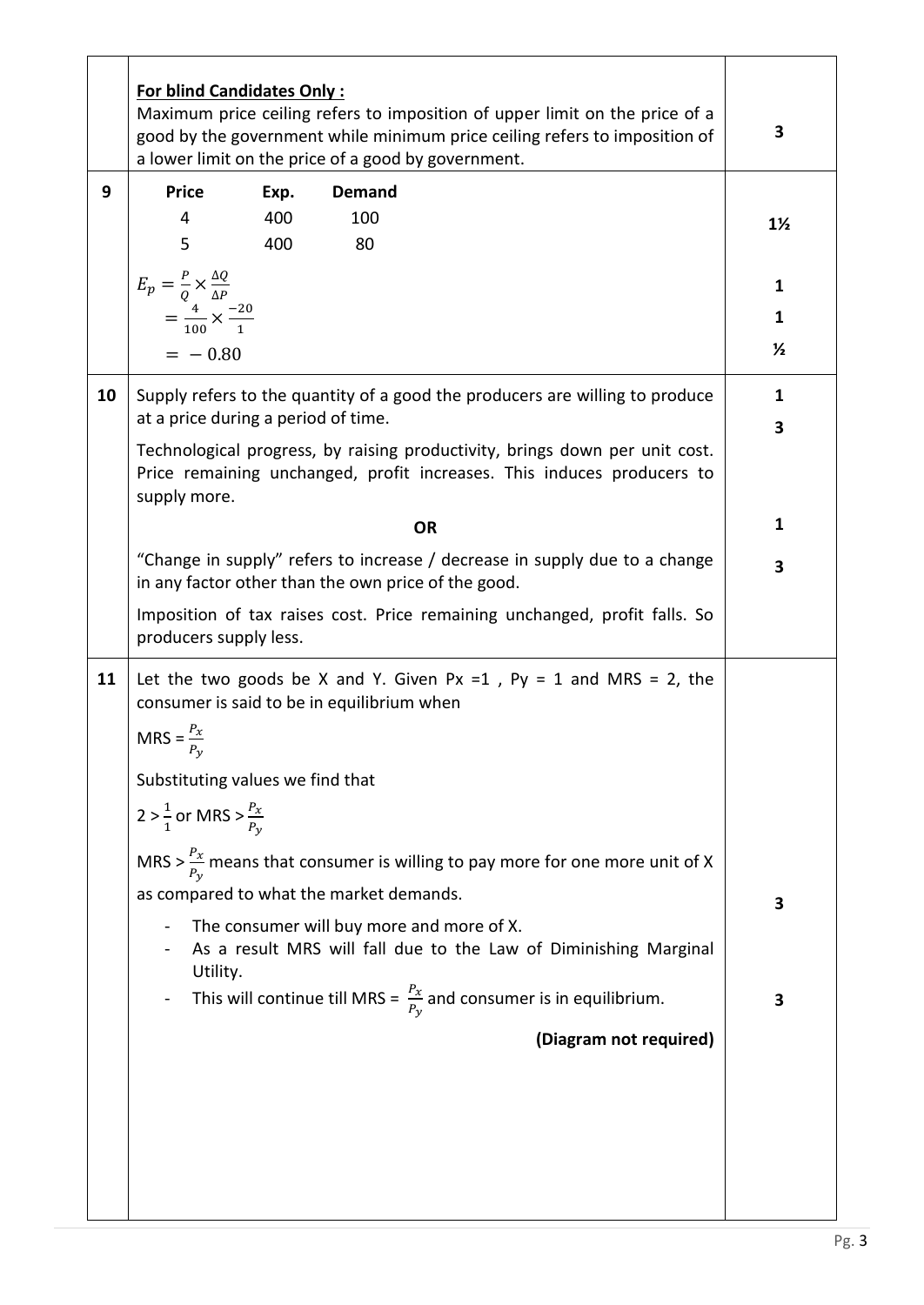| | | |
|---|---|---|
| | **For blind Candidates Only :** Maximum price ceiling refers to imposition of upper limit on the price of a good by the government while minimum price ceiling refers to imposition of a lower limit on the price of a good by government. | 3 |
| 9 | **Price** **Exp.** **Demand**<br>4 400 100<br>5 400 80<br><br>$E_p = \frac{P}{Q} \times \frac{\Delta Q}{\Delta P}$<br>$= \frac{4}{100} \times \frac{-20}{1}$<br>$= -0.80$ | 1½<br><br>1<br>1<br>½ |
| 10 | Supply refers to the quantity of a good the producers are willing to produce at a price during a period of time.<br><br>Technological progress, by raising productivity, brings down per unit cost. Price remaining unchanged, profit increases. This induces producers to supply more.<br><br>**OR**<br><br>"Change in supply" refers to increase / decrease in supply due to a change in any factor other than the own price of the good.<br><br>Imposition of tax raises cost. Price remaining unchanged, profit falls. So producers supply less. | 1<br>3<br><br><br>1<br>3 |
| 11 | Let the two goods be X and Y. Given Px =1 , Py = 1 and MRS = 2, the consumer is said to be in equilibrium when<br><br>MRS = $\frac{P_x}{P_y}$<br><br>Substituting values we find that<br><br>$2 > \frac{1}{1}$ or MRS > $\frac{P_x}{P_y}$<br><br>MRS > $\frac{P_x}{P_y}$ means that consumer is willing to pay more for one more unit of X as compared to what the market demands.<br><br>- The consumer will buy more and more of X.<br>- As a result MRS will fall due to the Law of Diminishing Marginal Utility.<br>- This will continue till MRS = $\frac{P_x}{P_y}$ and consumer is in equilibrium.<br><br>**(Diagram not required)** | <br><br><br><br><br><br>3<br><br>3 |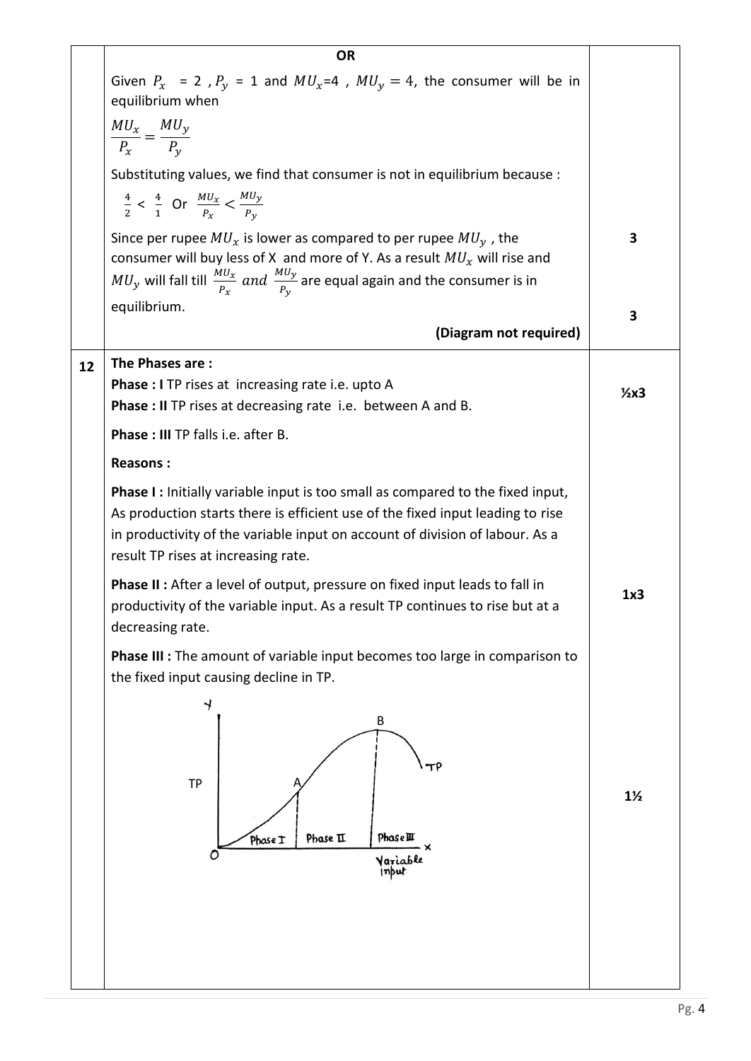| | | |
|---|---|---|
| | **OR** | |
| | Given $P_x = 2$ , $P_y = 1$ and $MU_x$=4 , $MU_y = 4$, the consumer will be in equilibrium when<br><br>$\frac{MU_x}{P_x} = \frac{MU_y}{P_y}$<br><br>Substituting values, we find that consumer is not in equilibrium because :<br><br>$\frac{4}{2} < \frac{4}{1}$ Or $\frac{MU_x}{P_x} < \frac{MU_y}{P_y}$<br><br>Since per rupee $MU_x$ is lower as compared to per rupee $MU_y$ , the consumer will buy less of X and more of Y. As a result $MU_x$ will rise and $MU_y$ will fall till $\frac{MU_x}{P_x}$ *and* $\frac{MU_y}{P_y}$ are equal again and the consumer is in equilibrium.<br><br>**(Diagram not required)** | 3<br><br>3 |
| 12 | **The Phases are :**<br>**Phase : I** TP rises at increasing rate i.e. upto A<br>**Phase : II** TP rises at decreasing rate i.e. between A and B.<br>**Phase : III** TP falls i.e. after B. | ½x3 |
| | **Reasons :**<br><br>**Phase I :** Initially variable input is too small as compared to the fixed input, As production starts there is efficient use of the fixed input leading to rise in productivity of the variable input on account of division of labour. As a result TP rises at increasing rate.<br><br>**Phase II :** After a level of output, pressure on fixed input leads to fall in productivity of the variable input. As a result TP continues to rise but at a decreasing rate.<br><br>**Phase III :** The amount of variable input becomes too large in comparison to the fixed input causing decline in TP. | 1x3 |
| | [Diagram: TP curve with points A and B; Y-axis TP, X-axis Variable Input; Phase I, Phase II, Phase III] | 1½ |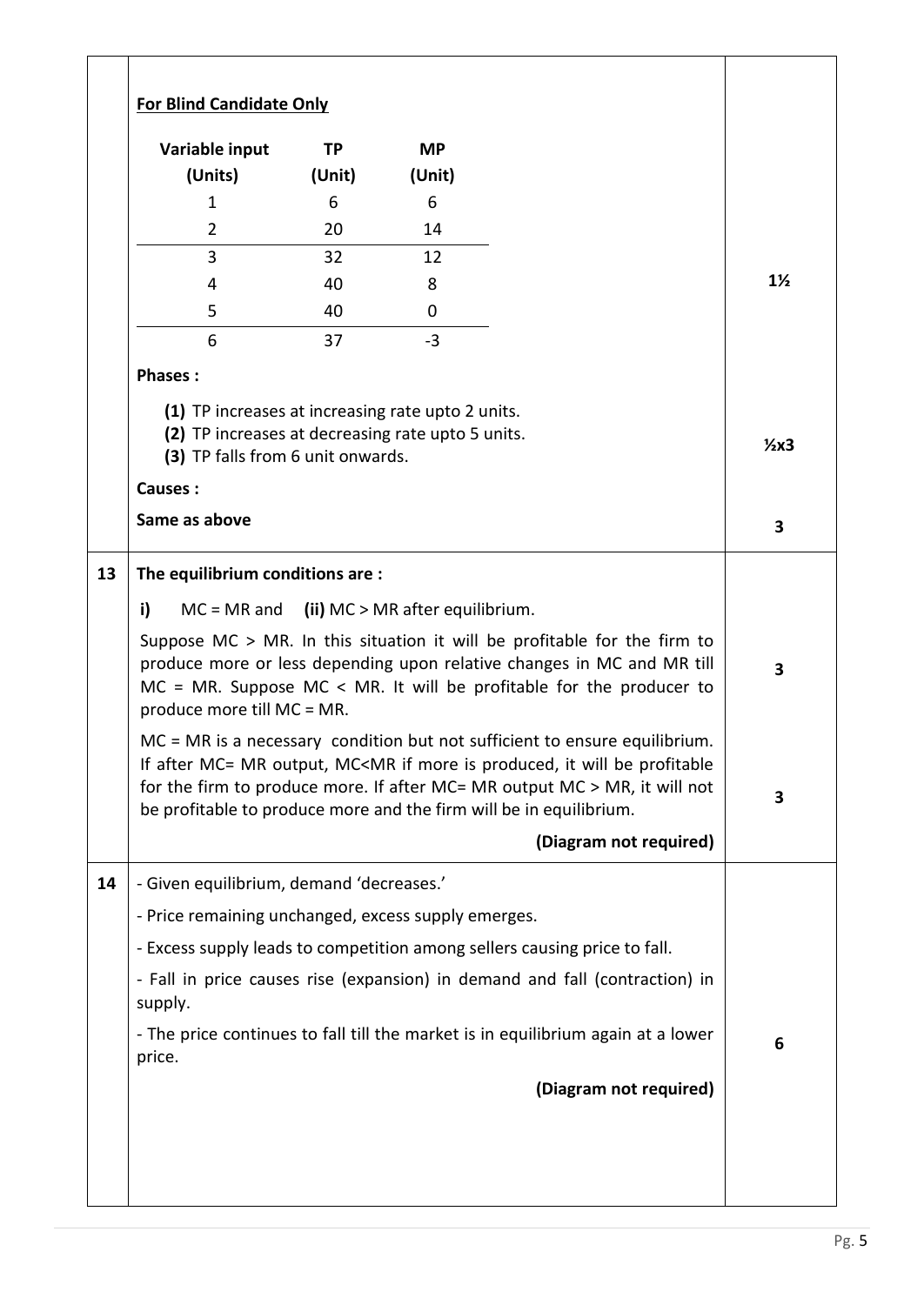| | | |
|---|---|---|
| | **For Blind Candidate Only** | |
| | | **Variable input (Units)** | **TP (Unit)** | **MP (Unit)** |

**For Blind Candidate Only**

| Variable input (Units) | TP (Unit) | MP (Unit) |
|---|---|---|
| 1 | 6 | 6 |
| 2 | 20 | 14 |
| 3 | 32 | 12 |
| 4 | 40 | 8 |
| 5 | 40 | 0 |
| 6 | 37 | -3 |

**1½**

**Phases :**

**(1)** TP increases at increasing rate upto 2 units.
**(2)** TP increases at decreasing rate upto 5 units.
**(3)** TP falls from 6 unit onwards.

**½x3**

**Causes :**

**Same as above**

**3**

---

**13** **The equilibrium conditions are :**

**i)** MC = MR and **(ii)** MC > MR after equilibrium.

Suppose MC > MR. In this situation it will be profitable for the firm to produce more or less depending upon relative changes in MC and MR till MC = MR. Suppose MC < MR. It will be profitable for the producer to produce more till MC = MR.

**3**

MC = MR is a necessary condition but not sufficient to ensure equilibrium. If after MC= MR output, MC<MR if more is produced, it will be profitable for the firm to produce more. If after MC= MR output MC > MR, it will not be profitable to produce more and the firm will be in equilibrium.

**3**

**(Diagram not required)**

---

**14**

- Given equilibrium, demand 'decreases.'
- Price remaining unchanged, excess supply emerges.
- Excess supply leads to competition among sellers causing price to fall.
- Fall in price causes rise (expansion) in demand and fall (contraction) in supply.
- The price continues to fall till the market is in equilibrium again at a lower price.

**6**

**(Diagram not required)**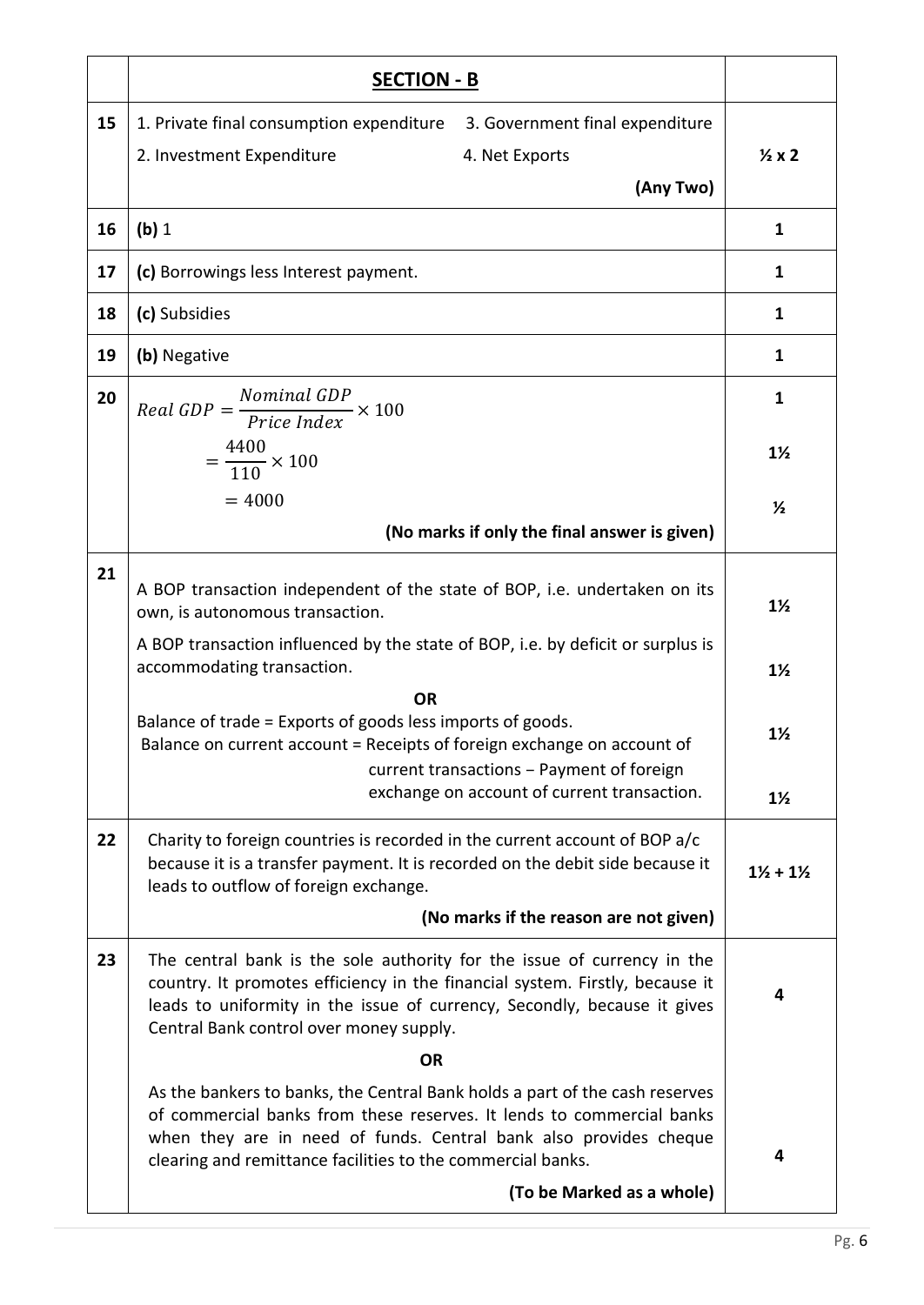| | **SECTION - B** | |
|---|---|---|
| 15 | 1. Private final consumption expenditure 3. Government final expenditure <br> 2. Investment Expenditure 4. Net Exports <br> **(Any Two)** | **½ x 2** |
| 16 | **(b)** 1 | **1** |
| 17 | **(c)** Borrowings less Interest payment. | **1** |
| 18 | **(c)** Subsidies | **1** |
| 19 | **(b)** Negative | **1** |
| 20 | $Real\ GDP = \frac{Nominal\ GDP}{Price\ Index} \times 100$ <br> $= \frac{4400}{110} \times 100$ <br> $= 4000$ <br> **(No marks if only the final answer is given)** | **1** <br> **1½** <br> **½** |
| 21 | A BOP transaction independent of the state of BOP, i.e. undertaken on its own, is autonomous transaction. <br> A BOP transaction influenced by the state of BOP, i.e. by deficit or surplus is accommodating transaction. <br> **OR** <br> Balance of trade = Exports of goods less imports of goods. <br> Balance on current account = Receipts of foreign exchange on account of current transactions – Payment of foreign exchange on account of current transaction. | **1½** <br> **1½** <br> **1½** <br> **1½** |
| 22 | Charity to foreign countries is recorded in the current account of BOP a/c because it is a transfer payment. It is recorded on the debit side because it leads to outflow of foreign exchange. <br> **(No marks if the reason are not given)** | **1½ + 1½** |
| 23 | The central bank is the sole authority for the issue of currency in the country. It promotes efficiency in the financial system. Firstly, because it leads to uniformity in the issue of currency, Secondly, because it gives Central Bank control over money supply. <br> **OR** <br> As the bankers to banks, the Central Bank holds a part of the cash reserves of commercial banks from these reserves. It lends to commercial banks when they are in need of funds. Central bank also provides cheque clearing and remittance facilities to the commercial banks. <br> **(To be Marked as a whole)** | **4** <br> **4** |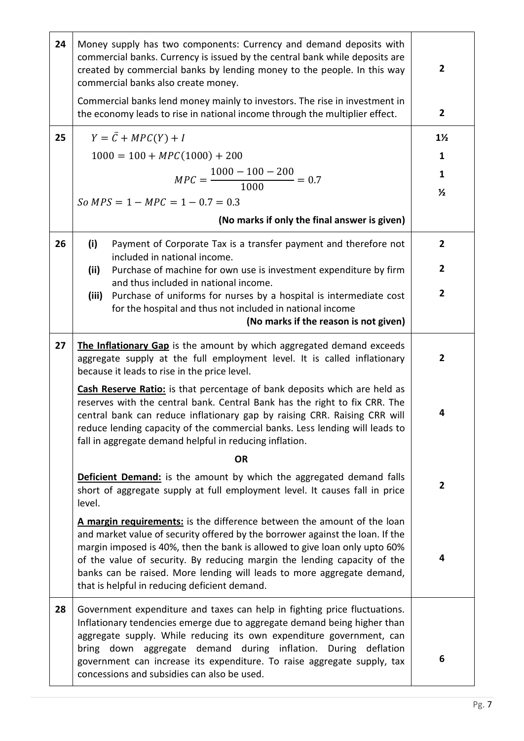| Q. No. | Answer | Marks |
|---|---|---|
| 24 | Money supply has two components: Currency and demand deposits with commercial banks. Currency is issued by the central bank while deposits are created by commercial banks by lending money to the people. In this way commercial banks also create money.<br><br>Commercial banks lend money mainly to investors. The rise in investment in the economy leads to rise in national income through the multiplier effect. | 2<br><br>2 |
| 25 | $Y = \bar{C} + MPC(Y) + I$<br>$1000 = 100 + MPC(1000) + 200$<br>$MPC = \frac{1000 - 100 - 200}{1000} = 0.7$<br>$So\ MPS = 1 - MPC = 1 - 0.7 = 0.3$<br>**(No marks if only the final answer is given)** | 1½<br>1<br>1<br>½ |
| 26 | **(i)** Payment of Corporate Tax is a transfer payment and therefore not included in national income.<br>**(ii)** Purchase of machine for own use is investment expenditure by firm and thus included in national income.<br>**(iii)** Purchase of uniforms for nurses by a hospital is intermediate cost for the hospital and thus not included in national income<br>**(No marks if the reason is not given)** | 2<br>2<br>2 |
| 27 | **<u>The Inflationary Gap</u>** is the amount by which aggregated demand exceeds aggregate supply at the full employment level. It is called inflationary because it leads to rise in the price level.<br><br>**<u>Cash Reserve Ratio:</u>** is that percentage of bank deposits which are held as reserves with the central bank. Central Bank has the right to fix CRR. The central bank can reduce inflationary gap by raising CRR. Raising CRR will reduce lending capacity of the commercial banks. Less lending will leads to fall in aggregate demand helpful in reducing inflation.<br><br>**OR**<br><br>**<u>Deficient Demand:</u>** is the amount by which the aggregated demand falls short of aggregate supply at full employment level. It causes fall in price level.<br><br>**<u>A margin requirements:</u>** is the difference between the amount of the loan and market value of security offered by the borrower against the loan. If the margin imposed is 40%, then the bank is allowed to give loan only upto 60% of the value of security. By reducing margin the lending capacity of the banks can be raised. More lending will leads to more aggregate demand, that is helpful in reducing deficient demand. | 2<br><br>4<br><br><br><br>2<br><br>4 |
| 28 | Government expenditure and taxes can help in fighting price fluctuations. Inflationary tendencies emerge due to aggregate demand being higher than aggregate supply. While reducing its own expenditure government, can bring down aggregate demand during inflation. During deflation government can increase its expenditure. To raise aggregate supply, tax concessions and subsidies can also be used. | 6 |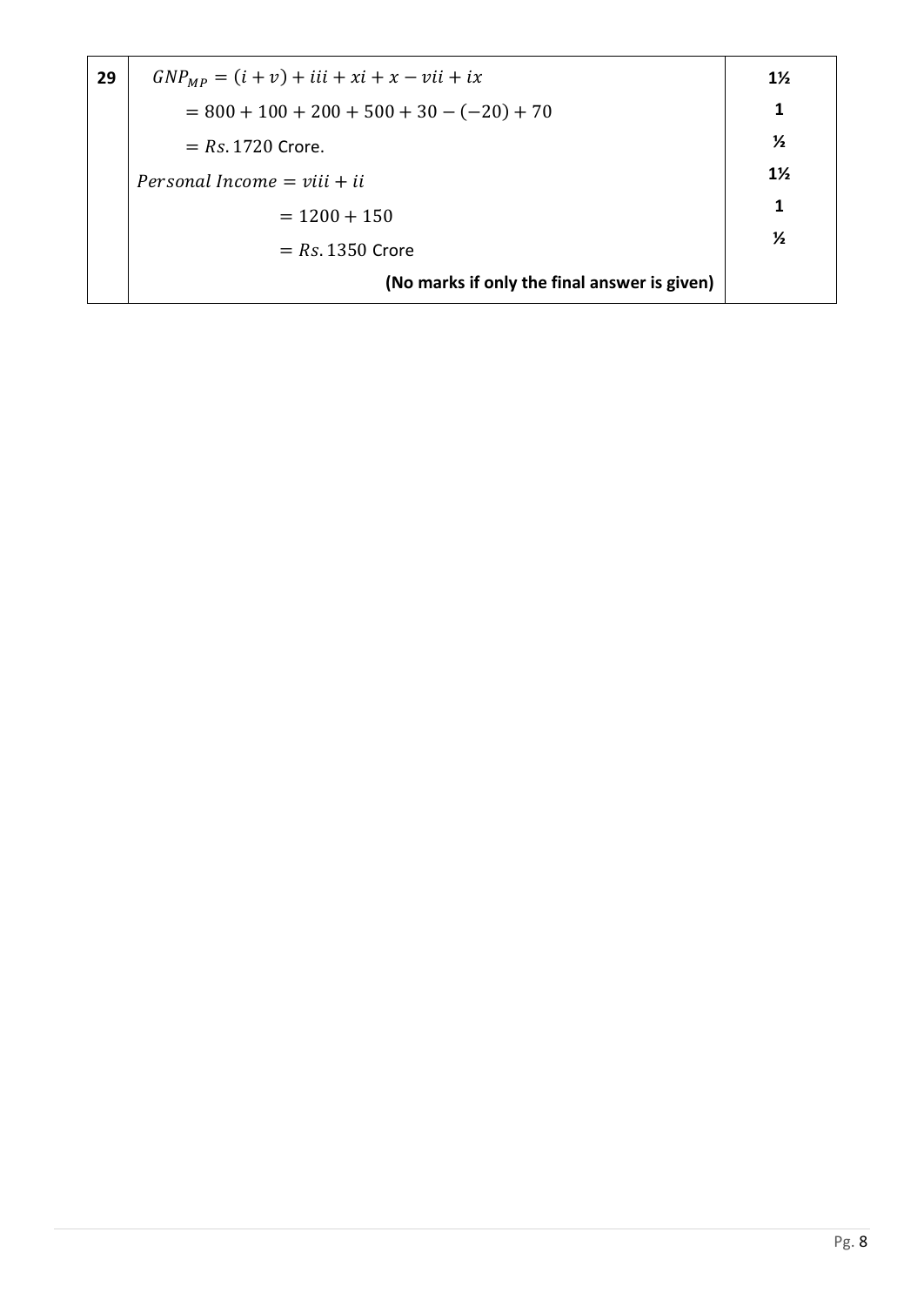| | | |
|---|---|---|
| 29 | $GNP_{MP} = (i + v) + iii + xi + x - vii + ix$ | 1½ |
| | $= 800 + 100 + 200 + 500 + 30 - (-20) + 70$ | 1 |
| | $= Rs. 1720$ Crore. | ½ |
| | $Personal\ Income = viii + ii$ | 1½ |
| | $= 1200 + 150$ | 1 |
| | $= Rs. 1350$ Crore | ½ |
| | **(No marks if only the final answer is given)** | |